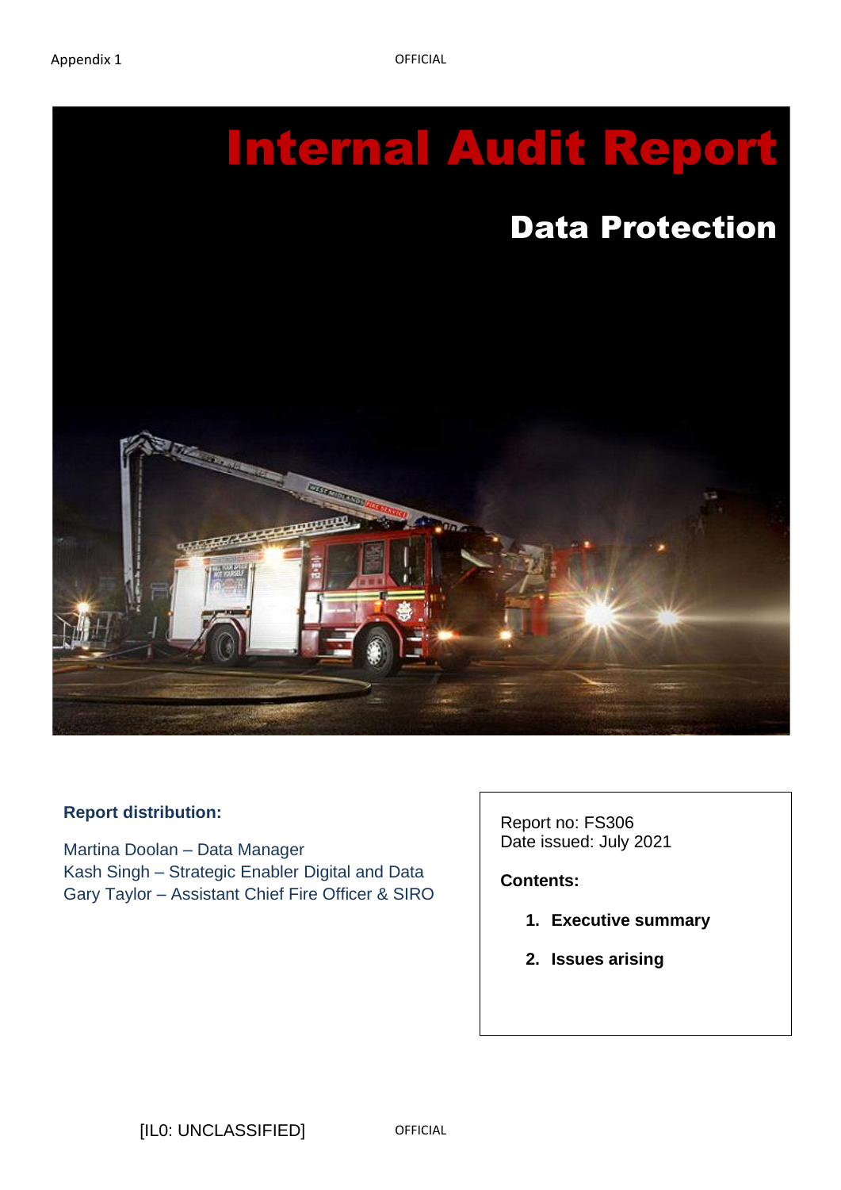# Internal Audit Report

## Data Protection

**Report distribution:**

Martina Doolan – Data Manager
Kash Singh – Strategic Enabler Digital and Data
Gary Taylor – Assistant Chief Fire Officer & SIRO

Report no: FS306
Date issued: July 2021

**Contents:**

1. **Executive summary**
2. **Issues arising**

[IL0: UNCLASSIFIED]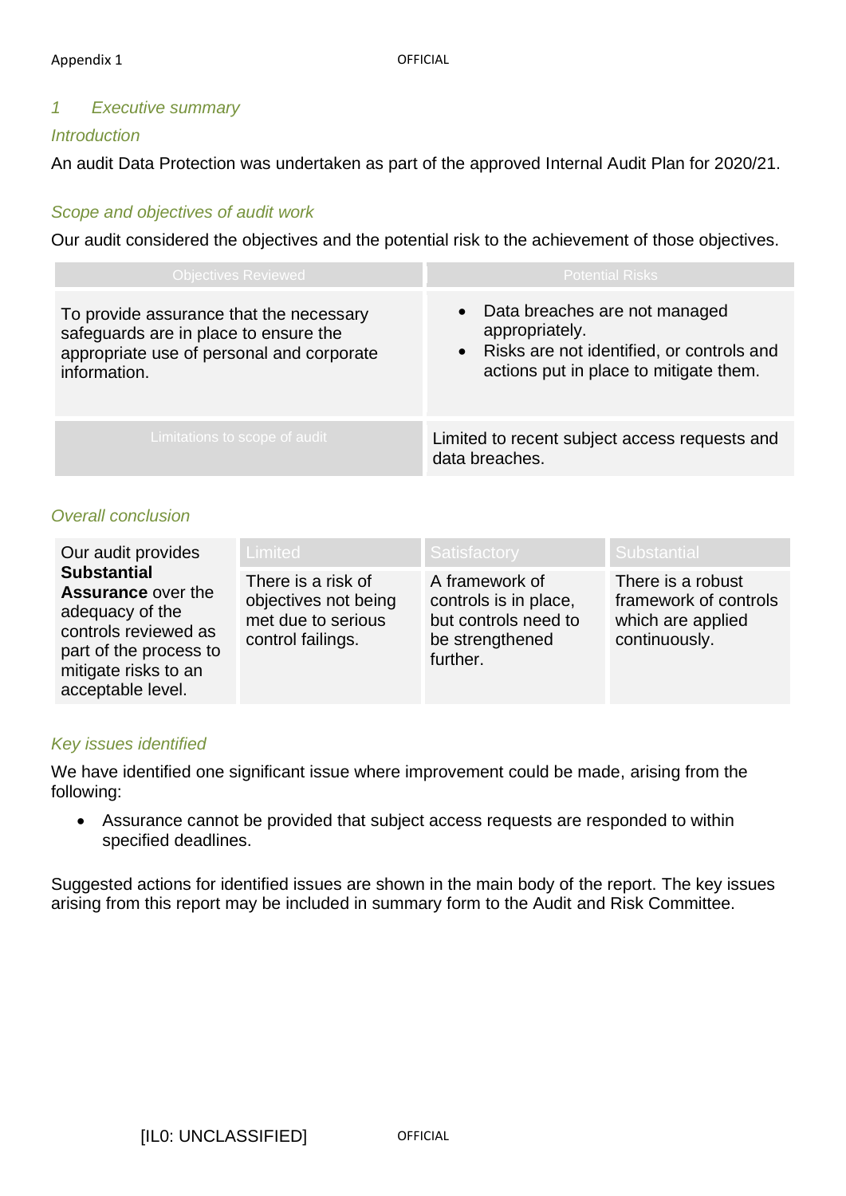## 1 Executive summary

### Introduction

An audit Data Protection was undertaken as part of the approved Internal Audit Plan for 2020/21.

### Scope and objectives of audit work

Our audit considered the objectives and the potential risk to the achievement of those objectives.

| Objectives Reviewed | Potential Risks |
| --- | --- |
| To provide assurance that the necessary safeguards are in place to ensure the appropriate use of personal and corporate information. | • Data breaches are not managed appropriately.<br>• Risks are not identified, or controls and actions put in place to mitigate them. |
| Limitations to scope of audit | Limited to recent subject access requests and data breaches. |

### Overall conclusion

| Our audit provides **Substantial Assurance** over the adequacy of the controls reviewed as part of the process to mitigate risks to an acceptable level. | Limited | Satisfactory | Substantial |
| --- | --- | --- | --- |
| | There is a risk of objectives not being met due to serious control failings. | A framework of controls is in place, but controls need to be strengthened further. | There is a robust framework of controls which are applied continuously. |

### Key issues identified

We have identified one significant issue where improvement could be made, arising from the following:

- Assurance cannot be provided that subject access requests are responded to within specified deadlines.

Suggested actions for identified issues are shown in the main body of the report. The key issues arising from this report may be included in summary form to the Audit and Risk Committee.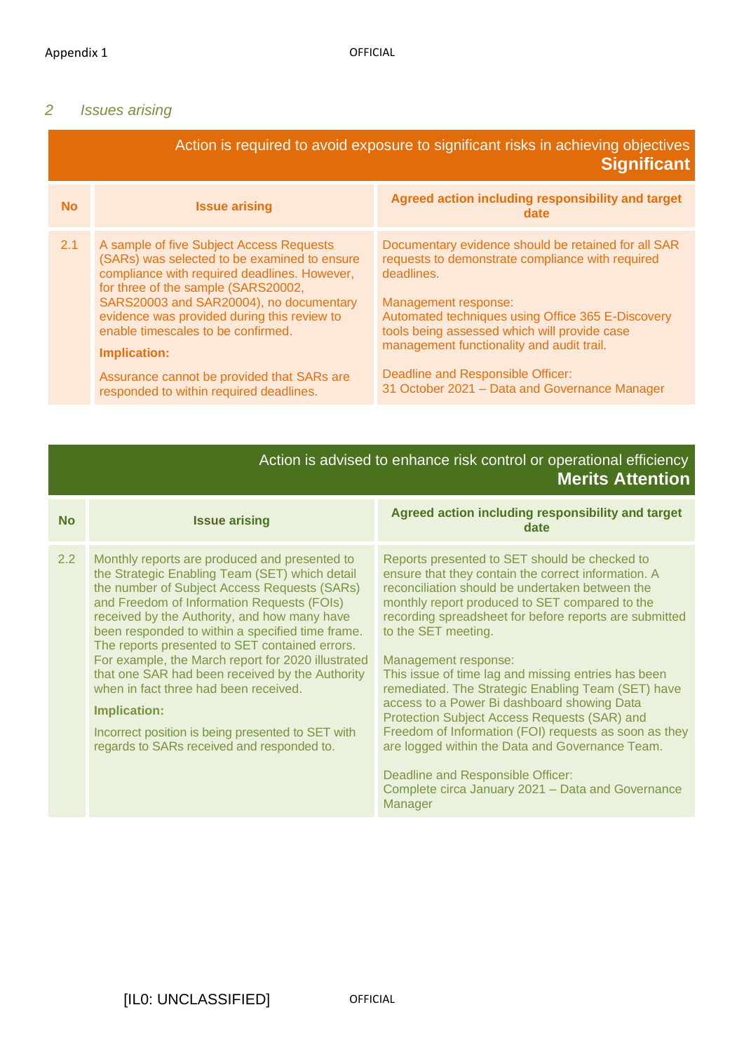## 2 Issues arising

| Action is required to avoid exposure to significant risks in achieving objectives **Significant** | | |
|---|---|---|
| **No** | **Issue arising** | **Agreed action including responsibility and target date** |
| 2.1 | A sample of five Subject Access Requests (SARs) was selected to be examined to ensure compliance with required deadlines. However, for three of the sample (SARS20002, SARS20003 and SAR20004), no documentary evidence was provided during this review to enable timescales to be confirmed.<br><br>**Implication:**<br><br>Assurance cannot be provided that SARs are responded to within required deadlines. | Documentary evidence should be retained for all SAR requests to demonstrate compliance with required deadlines.<br><br>Management response:<br>Automated techniques using Office 365 E-Discovery tools being assessed which will provide case management functionality and audit trail.<br><br>Deadline and Responsible Officer:<br>31 October 2021 – Data and Governance Manager |

| Action is advised to enhance risk control or operational efficiency **Merits Attention** | | |
|---|---|---|
| **No** | **Issue arising** | **Agreed action including responsibility and target date** |
| 2.2 | Monthly reports are produced and presented to the Strategic Enabling Team (SET) which detail the number of Subject Access Requests (SARs) and Freedom of Information Requests (FOIs) received by the Authority, and how many have been responded to within a specified time frame. The reports presented to SET contained errors. For example, the March report for 2020 illustrated that one SAR had been received by the Authority when in fact three had been received.<br><br>**Implication:**<br><br>Incorrect position is being presented to SET with regards to SARs received and responded to. | Reports presented to SET should be checked to ensure that they contain the correct information. A reconciliation should be undertaken between the monthly report produced to SET compared to the recording spreadsheet for before reports are submitted to the SET meeting.<br><br>Management response:<br>This issue of time lag and missing entries has been remediated. The Strategic Enabling Team (SET) have access to a Power Bi dashboard showing Data Protection Subject Access Requests (SAR) and Freedom of Information (FOI) requests as soon as they are logged within the Data and Governance Team.<br><br>Deadline and Responsible Officer:<br>Complete circa January 2021 – Data and Governance Manager |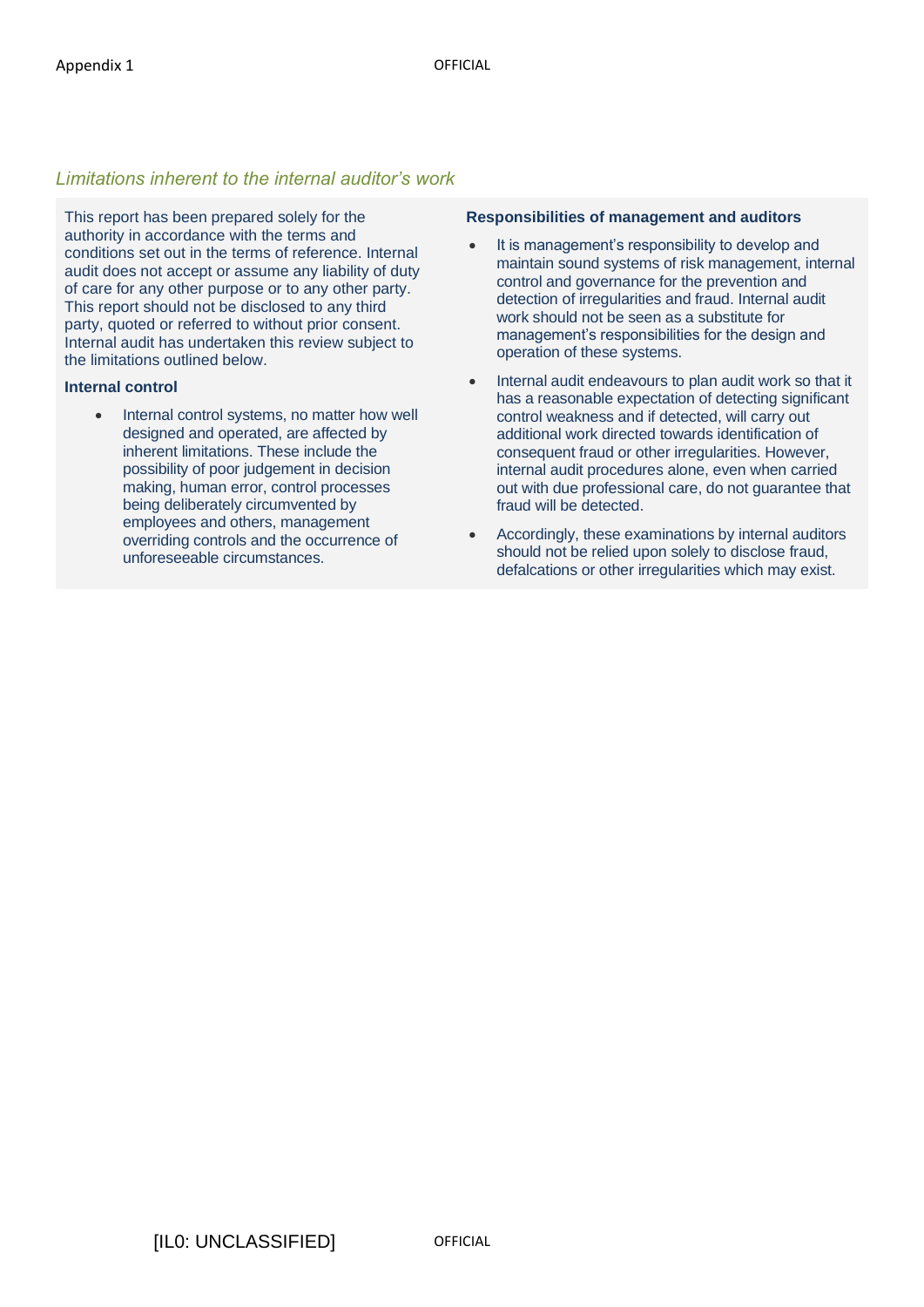Appendix 1

## *Limitations inherent to the internal auditor's work*

This report has been prepared solely for the authority in accordance with the terms and conditions set out in the terms of reference. Internal audit does not accept or assume any liability of duty of care for any other purpose or to any other party. This report should not be disclosed to any third party, quoted or referred to without prior consent. Internal audit has undertaken this review subject to the limitations outlined below.

**Internal control**

- Internal control systems, no matter how well designed and operated, are affected by inherent limitations. These include the possibility of poor judgement in decision making, human error, control processes being deliberately circumvented by employees and others, management overriding controls and the occurrence of unforeseeable circumstances.

**Responsibilities of management and auditors**

- It is management's responsibility to develop and maintain sound systems of risk management, internal control and governance for the prevention and detection of irregularities and fraud. Internal audit work should not be seen as a substitute for management's responsibilities for the design and operation of these systems.
- Internal audit endeavours to plan audit work so that it has a reasonable expectation of detecting significant control weakness and if detected, will carry out additional work directed towards identification of consequent fraud or other irregularities. However, internal audit procedures alone, even when carried out with due professional care, do not guarantee that fraud will be detected.
- Accordingly, these examinations by internal auditors should not be relied upon solely to disclose fraud, defalcations or other irregularities which may exist.